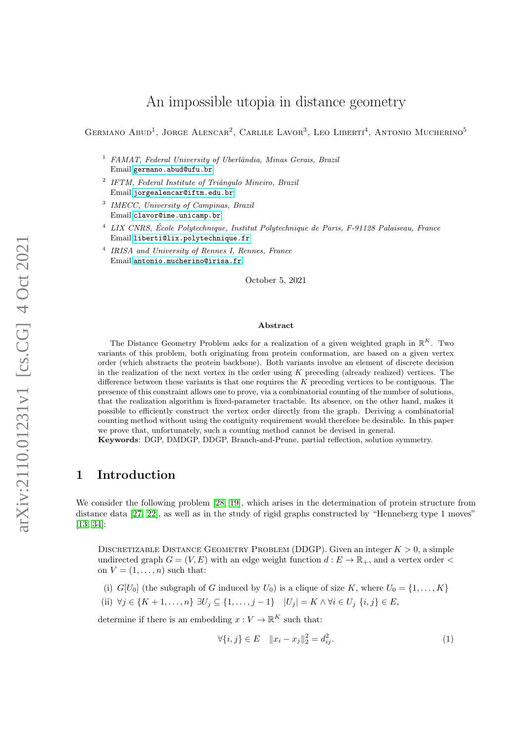# An impossible utopia in distance geometry

Germano Abud[1], Jorge Alencar[2], Carlile Lavor[3], Leo Liberti[4], Antonio Mucherino[5]

[1] *FAMAT, Federal University of Uberlândia, Minas Gerais, Brazil*
Email:germano.abud@ufu.br

[2] *IFTM, Federal Institute of Triângulo Mineiro, Brazil*
Email:jorgealencar@iftm.edu.br

[3] *IMECC, University of Campinas, Brazil*
Email:clavor@ime.unicamp.br

[4] *LIX CNRS, École Polytechnique, Institut Polytechnique de Paris, F-91128 Palaiseau, France*
Email:liberti@lix.polytechnique.fr

[4] *IRISA and University of Rennes I, Rennes, France*
Email:antonio.mucherino@irisa.fr

October 5, 2021

**Abstract**

The Distance Geometry Problem asks for a realization of a given weighted graph in $\mathbb{R}^K$. Two variants of this problem, both originating from protein conformation, are based on a given vertex order (which abstracts the protein backbone). Both variants involve an element of discrete decision in the realization of the next vertex in the order using $K$ preceding (already realized) vertices. The difference between these variants is that one requires the $K$ preceding vertices to be contiguous. The presence of this constraint allows one to prove, via a combinatorial counting of the number of solutions, that the realization algorithm is fixed-parameter tractable. Its absence, on the other hand, makes it possible to efficiently construct the vertex order directly from the graph. Deriving a combinatorial counting method without using the contiguity requirement would therefore be desirable. In this paper we prove that, unfortunately, such a counting method cannot be devised in general.

**Keywords**: DGP, DMDGP, DDGP, Branch-and-Prune, partial reflection, solution symmetry.

## 1 Introduction

We consider the following problem [28, 19], which arises in the determination of protein structure from distance data [27, 22], as well as in the study of rigid graphs constructed by "Henneberg type 1 moves" [13, 34]:

Discretizable Distance Geometry Problem (DDGP). Given an integer $K > 0$, a simple undirected graph $G = (V, E)$ with an edge weight function $d : E \to \mathbb{R}_+$, and a vertex order $<$ on $V = (1, \ldots, n)$ such that:

(i) $G[U_0]$ (the subgraph of $G$ induced by $U_0$) is a clique of size $K$, where $U_0 = \{1, \ldots, K\}$

(ii) $\forall j \in \{K+1, \ldots, n\} \; \exists U_j \subseteq \{1, \ldots, j-1\} \quad |U_j| = K \wedge \forall i \in U_j \; \{i, j\} \in E$,

determine if there is an embedding $x : V \to \mathbb{R}^K$ such that:

$$\forall \{i, j\} \in E \quad \|x_i - x_j\|_2^2 = d_{ij}^2. \tag{1}$$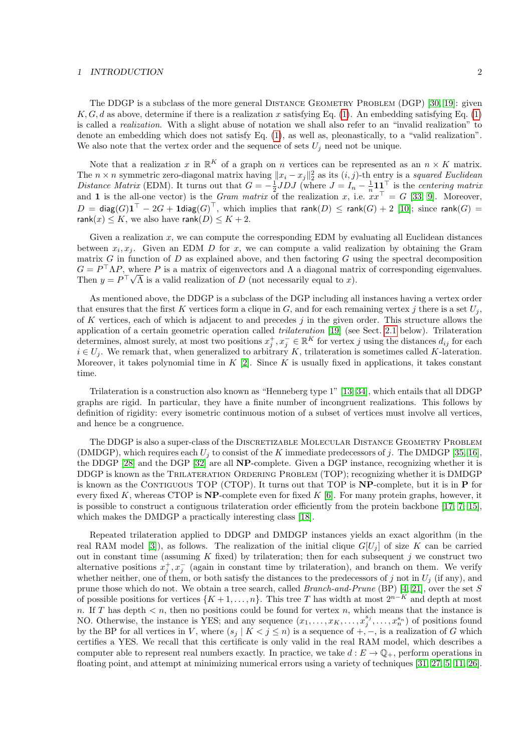The DDGP is a subclass of the more general Distance Geometry Problem (DGP) [30, 19]: given $K, G, d$ as above, determine if there is a realization $x$ satisfying Eq. (1). An embedding satisfying Eq. (1) is called a *realization*. With a slight abuse of notation we shall also refer to an "invalid realization" to denote an embedding which does not satisfy Eq. (1), as well as, pleonastically, to a "valid realization". We also note that the vertex order and the sequence of sets $U_j$ need not be unique.

Note that a realization $x$ in $\mathbb{R}^K$ of a graph on $n$ vertices can be represented as an $n \times K$ matrix. The $n \times n$ symmetric zero-diagonal matrix having $\|x_i - x_j\|_2^2$ as its $(i,j)$-th entry is a *squared Euclidean Distance Matrix* (EDM). It turns out that $G = -\frac{1}{2}JDJ$ (where $J = I_n - \frac{1}{n}\mathbf{1}\mathbf{1}^\top$ is the *centering matrix* and $\mathbf{1}$ is the all-one vector) is the *Gram matrix* of the realization $x$, i.e. $xx^\top = G$ [33, 9]. Moreover, $D = \mathsf{diag}(G)\mathbf{1}^\top - 2G + \mathbf{1}\mathsf{diag}(G)^\top$, which implies that $\mathsf{rank}(D) \leq \mathsf{rank}(G) + 2$ [10]; since $\mathsf{rank}(G) = \mathsf{rank}(x) \leq K$, we also have $\mathsf{rank}(D) \leq K + 2$.

Given a realization $x$, we can compute the corresponding EDM by evaluating all Euclidean distances between $x_i, x_j$. Given an EDM $D$ for $x$, we can compute a valid realization by obtaining the Gram matrix $G$ in function of $D$ as explained above, and then factoring $G$ using the spectral decomposition $G = P^\top \Lambda P$, where $P$ is a matrix of eigenvectors and $\Lambda$ a diagonal matrix of corresponding eigenvalues. Then $y = P^\top \sqrt{\Lambda}$ is a valid realization of $D$ (not necessarily equal to $x$).

As mentioned above, the DDGP is a subclass of the DGP including all instances having a vertex order that ensures that the first $K$ vertices form a clique in $G$, and for each remaining vertex $j$ there is a set $U_j$, of $K$ vertices, each of which is adjacent to and precedes $j$ in the given order. This structure allows the application of a certain geometric operation called *trilateration* [19] (see Sect. 2.1 below). Trilateration determines, almost surely, at most two positions $x_j^+, x_j^- \in \mathbb{R}^K$ for vertex $j$ using the distances $d_{ij}$ for each $i \in U_j$. We remark that, when generalized to arbitrary $K$, trilateration is sometimes called $K$-lateration. Moreover, it takes polynomial time in $K$ [2]. Since $K$ is usually fixed in applications, it takes constant time.

Trilateration is a construction also known as "Henneberg type 1" [13, 34], which entails that all DDGP graphs are rigid. In particular, they have a finite number of incongruent realizations. This follows by definition of rigidity: every isometric continuous motion of a subset of vertices must involve all vertices, and hence be a congruence.

The DDGP is also a super-class of the Discretizable Molecular Distance Geometry Problem (DMDGP), which requires each $U_j$ to consist of the $K$ immediate predecessors of $j$. The DMDGP [35, 16], the DDGP [28] and the DGP [32] are all **NP**-complete. Given a DGP instance, recognizing whether it is DDGP is known as the Trilateration Ordering Problem (TOP); recognizing whether it is DMDGP is known as the Contiguous TOP (CTOP). It turns out that TOP is **NP**-complete, but it is in **P** for every fixed $K$, whereas CTOP is **NP**-complete even for fixed $K$ [6]. For many protein graphs, however, it is possible to construct a contiguous trilateration order efficiently from the protein backbone [17, 7, 15], which makes the DMDGP a practically interesting class [18].

Repeated trilateration applied to DDGP and DMDGP instances yields an exact algorithm (in the real RAM model [3]), as follows. The realization of the initial clique $G[U_j]$ of size $K$ can be carried out in constant time (assuming $K$ fixed) by trilateration; then for each subsequent $j$ we construct two alternative positions $x_j^+, x_j^-$ (again in constant time by trilateration), and branch on them. We verify whether neither, one of them, or both satisfy the distances to the predecessors of $j$ not in $U_j$ (if any), and prune those which do not. We obtain a tree search, called *Branch-and-Prune* (BP) [4, 21], over the set $S$ of possible positions for vertices $\{K+1, \ldots, n\}$. This tree $T$ has width at most $2^{n-K}$ and depth at most $n$. If $T$ has depth $< n$, then no positions could be found for vertex $n$, which means that the instance is NO. Otherwise, the instance is YES; and any sequence $(x_1, \ldots, x_K, \ldots, x_j^{s_j}, \ldots, x_n^{s_n})$ of positions found by the BP for all vertices in $V$, where $(s_j \mid K < j \leq n)$ is a sequence of $+, -$, is a realization of $G$ which certifies a YES. We recall that this certificate is only valid in the real RAM model, which describes a computer able to represent real numbers exactly. In practice, we take $d : E \to \mathbb{Q}_+$, perform operations in floating point, and attempt at minimizing numerical errors using a variety of techniques [31, 27, 5, 11, 26].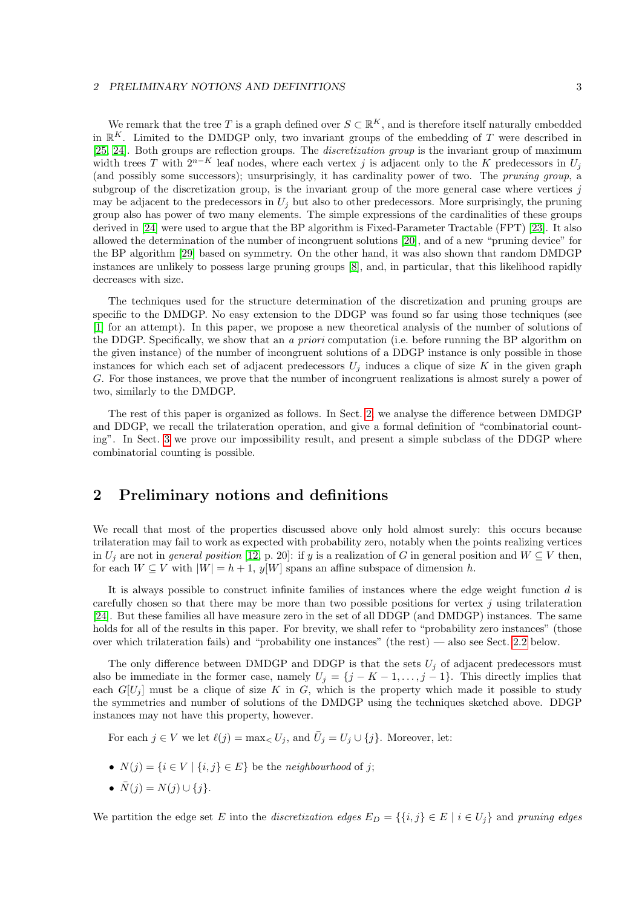We remark that the tree $T$ is a graph defined over $S \subset \mathbb{R}^K$, and is therefore itself naturally embedded in $\mathbb{R}^K$. Limited to the DMDGP only, two invariant groups of the embedding of $T$ were described in [25, 24]. Both groups are reflection groups. The *discretization group* is the invariant group of maximum width trees $T$ with $2^{n-K}$ leaf nodes, where each vertex $j$ is adjacent only to the $K$ predecessors in $U_j$ (and possibly some successors); unsurprisingly, it has cardinality power of two. The *pruning group*, a subgroup of the discretization group, is the invariant group of the more general case where vertices $j$ may be adjacent to the predecessors in $U_j$ but also to other predecessors. More surprisingly, the pruning group also has power of two many elements. The simple expressions of the cardinalities of these groups derived in [24] were used to argue that the BP algorithm is Fixed-Parameter Tractable (FPT) [23]. It also allowed the determination of the number of incongruent solutions [20], and of a new "pruning device" for the BP algorithm [29] based on symmetry. On the other hand, it was also shown that random DMDGP instances are unlikely to possess large pruning groups [8], and, in particular, that this likelihood rapidly decreases with size.

The techniques used for the structure determination of the discretization and pruning groups are specific to the DMDGP. No easy extension to the DDGP was found so far using those techniques (see [1] for an attempt). In this paper, we propose a new theoretical analysis of the number of solutions of the DDGP. Specifically, we show that an *a priori* computation (i.e. before running the BP algorithm on the given instance) of the number of incongruent solutions of a DDGP instance is only possible in those instances for which each set of adjacent predecessors $U_j$ induces a clique of size $K$ in the given graph $G$. For those instances, we prove that the number of incongruent realizations is almost surely a power of two, similarly to the DMDGP.

The rest of this paper is organized as follows. In Sect. 2, we analyse the difference between DMDGP and DDGP, we recall the trilateration operation, and give a formal definition of "combinatorial counting". In Sect. 3 we prove our impossibility result, and present a simple subclass of the DDGP where combinatorial counting is possible.

## 2 Preliminary notions and definitions

We recall that most of the properties discussed above only hold almost surely: this occurs because trilateration may fail to work as expected with probability zero, notably when the points realizing vertices in $U_j$ are not in *general position* [12, p. 20]: if $y$ is a realization of $G$ in general position and $W \subseteq V$ then, for each $W \subseteq V$ with $|W| = h + 1$, $y[W]$ spans an affine subspace of dimension $h$.

It is always possible to construct infinite families of instances where the edge weight function $d$ is carefully chosen so that there may be more than two possible positions for vertex $j$ using trilateration [24]. But these families all have measure zero in the set of all DDGP (and DMDGP) instances. The same holds for all of the results in this paper. For brevity, we shall refer to "probability zero instances" (those over which trilateration fails) and "probability one instances" (the rest) — also see Sect. 2.2 below.

The only difference between DMDGP and DDGP is that the sets $U_j$ of adjacent predecessors must also be immediate in the former case, namely $U_j = \{j - K - 1, \ldots, j - 1\}$. This directly implies that each $G[U_j]$ must be a clique of size $K$ in $G$, which is the property which made it possible to study the symmetries and number of solutions of the DMDGP using the techniques sketched above. DDGP instances may not have this property, however.

For each $j \in V$ we let $\ell(j) = \max_< U_j$, and $\bar{U}_j = U_j \cup \{j\}$. Moreover, let:

- $N(j) = \{i \in V \mid \{i, j\} \in E\}$ be the *neighbourhood* of $j$;
- $\bar{N}(j) = N(j) \cup \{j\}$.

We partition the edge set $E$ into the *discretization edges* $E_D = \{\{i, j\} \in E \mid i \in U_j\}$ and *pruning edges*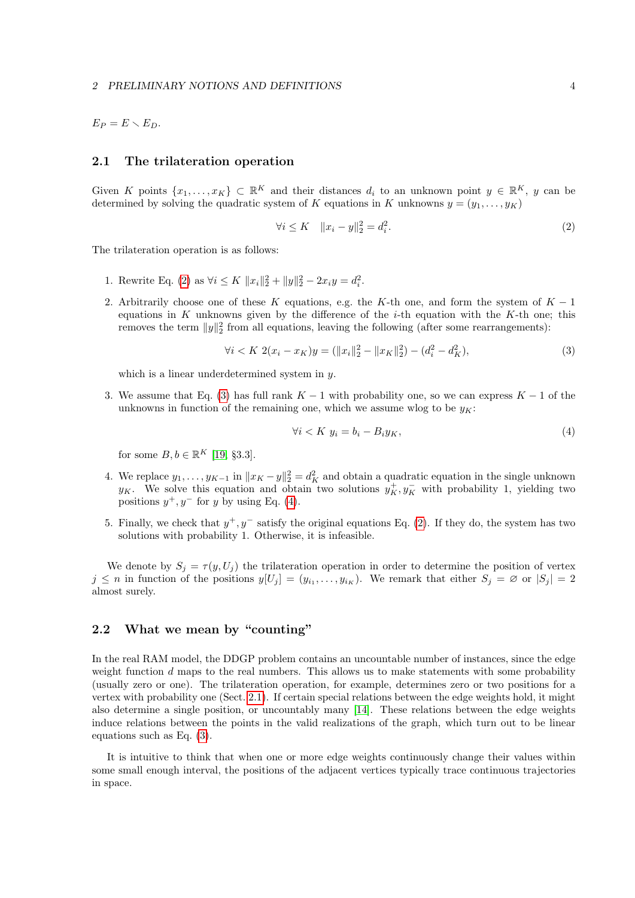$E_P = E \smallsetminus E_D$.

## 2.1 The trilateration operation

Given $K$ points $\{x_1, \ldots, x_K\} \subset \mathbb{R}^K$ and their distances $d_i$ to an unknown point $y \in \mathbb{R}^K$, $y$ can be determined by solving the quadratic system of $K$ equations in $K$ unknowns $y = (y_1, \ldots, y_K)$

$$\forall i \le K \quad \|x_i - y\|_2^2 = d_i^2. \tag{2}$$

The trilateration operation is as follows:

1. Rewrite Eq. (2) as $\forall i \le K \ \|x_i\|_2^2 + \|y\|_2^2 - 2x_i y = d_i^2$.
2. Arbitrarily choose one of these $K$ equations, e.g. the $K$-th one, and form the system of $K-1$ equations in $K$ unknowns given by the difference of the $i$-th equation with the $K$-th one; this removes the term $\|y\|_2^2$ from all equations, leaving the following (after some rearrangements):

$$\forall i < K \ 2(x_i - x_K)y = (\|x_i\|_2^2 - \|x_K\|_2^2) - (d_i^2 - d_K^2), \tag{3}$$

   which is a linear underdetermined system in $y$.
3. We assume that Eq. (3) has full rank $K-1$ with probability one, so we can express $K-1$ of the unknowns in function of the remaining one, which we assume wlog to be $y_K$:

$$\forall i < K \ y_i = b_i - B_i y_K, \tag{4}$$

   for some $B, b \in \mathbb{R}^K$ [19, §3.3].
4. We replace $y_1, \ldots, y_{K-1}$ in $\|x_K - y\|_2^2 = d_K^2$ and obtain a quadratic equation in the single unknown $y_K$. We solve this equation and obtain two solutions $y_K^+, y_K^-$ with probability 1, yielding two positions $y^+, y^-$ for $y$ by using Eq. (4).
5. Finally, we check that $y^+, y^-$ satisfy the original equations Eq. (2). If they do, the system has two solutions with probability 1. Otherwise, it is infeasible.

We denote by $S_j = \tau(y, U_j)$ the trilateration operation in order to determine the position of vertex $j \le n$ in function of the positions $y[U_j] = (y_{i_1}, \ldots, y_{i_K})$. We remark that either $S_j = \varnothing$ or $|S_j| = 2$ almost surely.

## 2.2 What we mean by "counting"

In the real RAM model, the DDGP problem contains an uncountable number of instances, since the edge weight function $d$ maps to the real numbers. This allows us to make statements with some probability (usually zero or one). The trilateration operation, for example, determines zero or two positions for a vertex with probability one (Sect. 2.1). If certain special relations between the edge weights hold, it might also determine a single position, or uncountably many [14]. These relations between the edge weights induce relations between the points in the valid realizations of the graph, which turn out to be linear equations such as Eq. (3).

It is intuitive to think that when one or more edge weights continuously change their values within some small enough interval, the positions of the adjacent vertices typically trace continuous trajectories in space.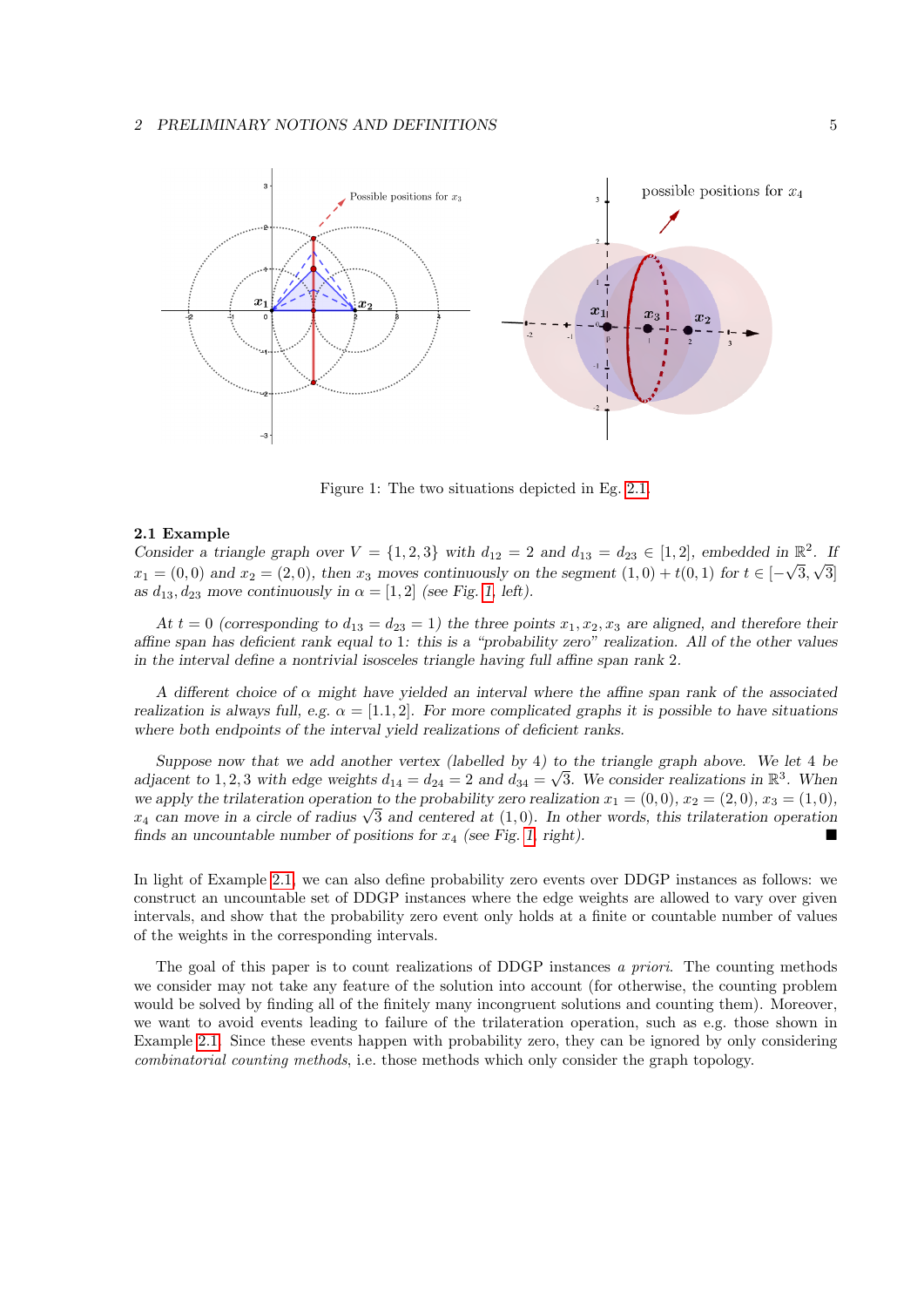Figure 1: The two situations depicted in Eg. 2.1.

**2.1 Example**

*Consider a triangle graph over $V = \{1, 2, 3\}$ with $d_{12} = 2$ and $d_{13} = d_{23} \in [1, 2]$, embedded in $\mathbb{R}^2$. If $x_1 = (0, 0)$ and $x_2 = (2, 0)$, then $x_3$ moves continuously on the segment $(1, 0) + t(0, 1)$ for $t \in [-\sqrt{3}, \sqrt{3}]$ as $d_{13}, d_{23}$ move continuously in $\alpha = [1, 2]$ (see Fig. 1, left).*

*At $t = 0$ (corresponding to $d_{13} = d_{23} = 1$) the three points $x_1, x_2, x_3$ are aligned, and therefore their affine span has deficient rank equal to 1: this is a "probability zero" realization. All of the other values in the interval define a nontrivial isosceles triangle having full affine span rank 2.*

*A different choice of $\alpha$ might have yielded an interval where the affine span rank of the associated realization is always full, e.g. $\alpha = [1.1, 2]$. For more complicated graphs it is possible to have situations where both endpoints of the interval yield realizations of deficient ranks.*

*Suppose now that we add another vertex (labelled by 4) to the triangle graph above. We let 4 be adjacent to 1, 2, 3 with edge weights $d_{14} = d_{24} = 2$ and $d_{34} = \sqrt{3}$. We consider realizations in $\mathbb{R}^3$. When we apply the trilateration operation to the probability zero realization $x_1 = (0, 0)$, $x_2 = (2, 0)$, $x_3 = (1, 0)$, $x_4$ can move in a circle of radius $\sqrt{3}$ and centered at $(1, 0)$. In other words, this trilateration operation finds an uncountable number of positions for $x_4$ (see Fig. 1, right).* ■

In light of Example 2.1, we can also define probability zero events over DDGP instances as follows: we construct an uncountable set of DDGP instances where the edge weights are allowed to vary over given intervals, and show that the probability zero event only holds at a finite or countable number of values of the weights in the corresponding intervals.

The goal of this paper is to count realizations of DDGP instances *a priori*. The counting methods we consider may not take any feature of the solution into account (for otherwise, the counting problem would be solved by finding all of the finitely many incongruent solutions and counting them). Moreover, we want to avoid events leading to failure of the trilateration operation, such as e.g. those shown in Example 2.1. Since these events happen with probability zero, they can be ignored by only considering *combinatorial counting methods*, i.e. those methods which only consider the graph topology.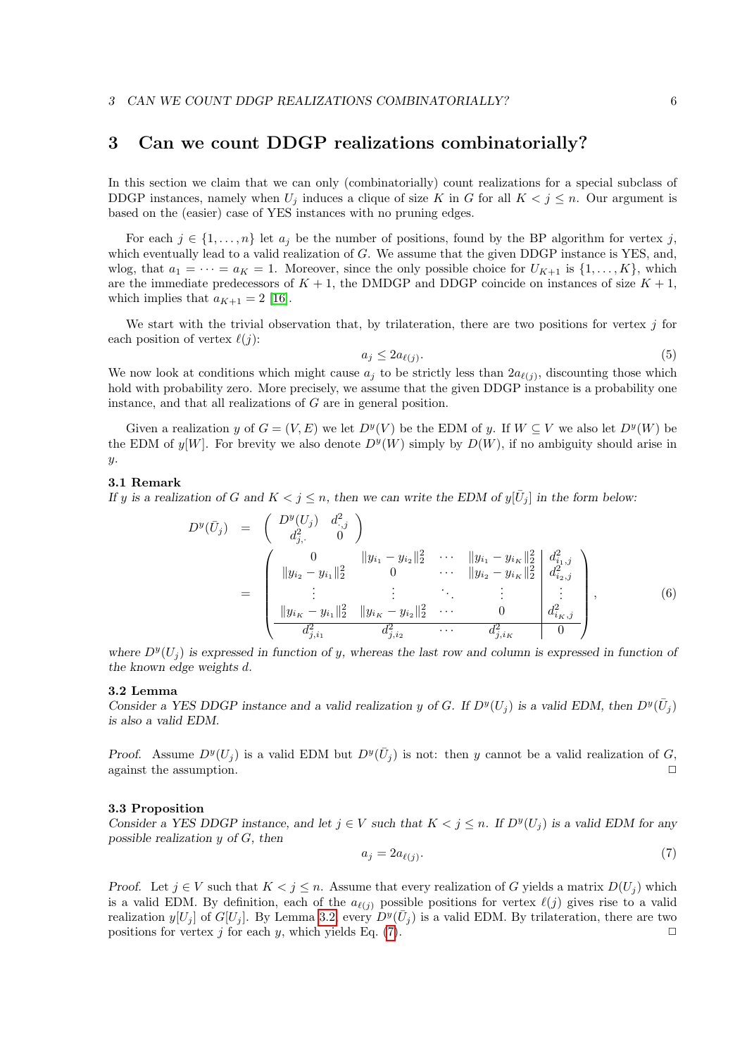# 3 Can we count DDGP realizations combinatorially?

In this section we claim that we can only (combinatorially) count realizations for a special subclass of DDGP instances, namely when $U_j$ induces a clique of size $K$ in $G$ for all $K < j \leq n$. Our argument is based on the (easier) case of YES instances with no pruning edges.

For each $j \in \{1, \ldots, n\}$ let $a_j$ be the number of positions, found by the BP algorithm for vertex $j$, which eventually lead to a valid realization of $G$. We assume that the given DDGP instance is YES, and, wlog, that $a_1 = \cdots = a_K = 1$. Moreover, since the only possible choice for $U_{K+1}$ is $\{1, \ldots, K\}$, which are the immediate predecessors of $K+1$, the DMDGP and DDGP coincide on instances of size $K+1$, which implies that $a_{K+1} = 2$ [16].

We start with the trivial observation that, by trilateration, there are two positions for vertex $j$ for each position of vertex $\ell(j)$:

$$a_j \leq 2a_{\ell(j)}. \tag{5}$$

We now look at conditions which might cause $a_j$ to be strictly less than $2a_{\ell(j)}$, discounting those which hold with probability zero. More precisely, we assume that the given DDGP instance is a probability one instance, and that all realizations of $G$ are in general position.

Given a realization $y$ of $G = (V, E)$ we let $D^y(V)$ be the EDM of $y$. If $W \subseteq V$ we also let $D^y(W)$ be the EDM of $y[W]$. For brevity we also denote $D^y(W)$ simply by $D(W)$, if no ambiguity should arise in $y$.

**3.1 Remark**
*If $y$ is a realization of $G$ and $K < j \leq n$, then we can write the EDM of $y[\bar{U}_j]$ in the form below:*

$$D^y(\bar{U}_j) = \begin{pmatrix} D^y(U_j) & d^2_{\cdot,j} \\ d^2_{j,\cdot} & 0 \end{pmatrix} = \left( \begin{array}{cccc|c} 0 & \|y_{i_1} - y_{i_2}\|_2^2 & \cdots & \|y_{i_1} - y_{i_K}\|_2^2 & d^2_{i_1,j} \\ \|y_{i_2} - y_{i_1}\|_2^2 & 0 & \cdots & \|y_{i_2} - y_{i_K}\|_2^2 & d^2_{i_2,j} \\ \vdots & \vdots & \ddots & \vdots & \vdots \\ \|y_{i_K} - y_{i_1}\|_2^2 & \|y_{i_K} - y_{i_2}\|_2^2 & \cdots & 0 & d^2_{i_K,j} \\ \hline d^2_{j,i_1} & d^2_{j,i_2} & \cdots & d^2_{j,i_K} & 0 \end{array} \right), \tag{6}$$

*where $D^y(U_j)$ is expressed in function of $y$, whereas the last row and column is expressed in function of the known edge weights $d$.*

**3.2 Lemma**
*Consider a YES DDGP instance and a valid realization $y$ of $G$. If $D^y(U_j)$ is a valid EDM, then $D^y(\bar{U}_j)$ is also a valid EDM.*

*Proof.* Assume $D^y(U_j)$ is a valid EDM but $D^y(\bar{U}_j)$ is not: then $y$ cannot be a valid realization of $G$, against the assumption. □

**3.3 Proposition**
*Consider a YES DDGP instance, and let $j \in V$ such that $K < j \leq n$. If $D^y(U_j)$ is a valid EDM for any possible realization $y$ of $G$, then*

$$a_j = 2a_{\ell(j)}. \tag{7}$$

*Proof.* Let $j \in V$ such that $K < j \leq n$. Assume that every realization of $G$ yields a matrix $D(U_j)$ which is a valid EDM. By definition, each of the $a_{\ell(j)}$ possible positions for vertex $\ell(j)$ gives rise to a valid realization $y[U_j]$ of $G[U_j]$. By Lemma 3.2, every $D^y(\bar{U}_j)$ is a valid EDM. By trilateration, there are two positions for vertex $j$ for each $y$, which yields Eq. (7). □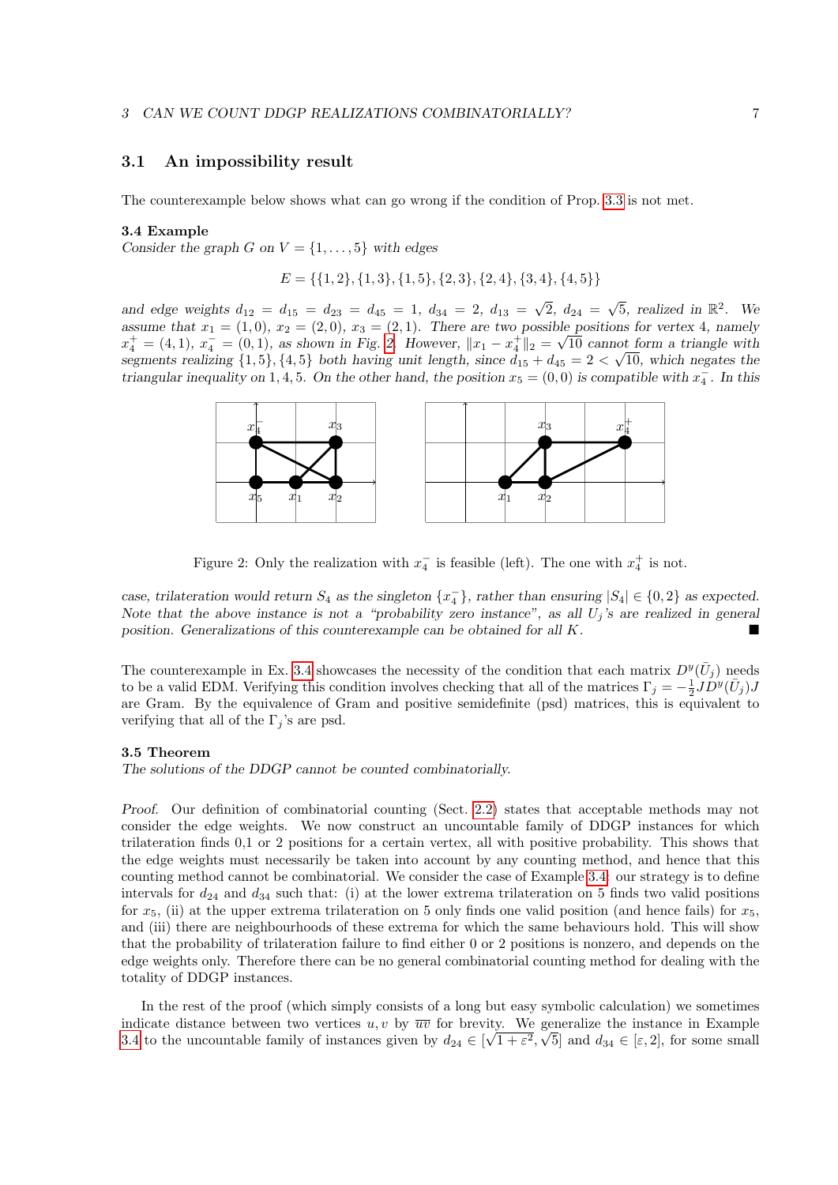## 3.1 An impossibility result

The counterexample below shows what can go wrong if the condition of Prop. 3.3 is not met.

**3.4 Example**

*Consider the graph $G$ on $V = \{1, \dots, 5\}$ with edges*

$$E = \{\{1,2\},\{1,3\},\{1,5\},\{2,3\},\{2,4\},\{3,4\},\{4,5\}\}$$

*and edge weights $d_{12} = d_{15} = d_{23} = d_{45} = 1$, $d_{34} = 2$, $d_{13} = \sqrt{2}$, $d_{24} = \sqrt{5}$, realized in $\mathbb{R}^2$. We assume that $x_1 = (1,0)$, $x_2 = (2,0)$, $x_3 = (2,1)$. There are two possible positions for vertex 4, namely $x_4^+ = (4,1)$, $x_4^- = (0,1)$, as shown in Fig. 2. However, $\|x_1 - x_4^+\|_2 = \sqrt{10}$ cannot form a triangle with segments realizing $\{1,5\},\{4,5\}$ both having unit length, since $d_{15} + d_{45} = 2 < \sqrt{10}$, which negates the triangular inequality on $1,4,5$. On the other hand, the position $x_5 = (0,0)$ is compatible with $x_4^-$. In this case, trilateration would return $S_4$ as the singleton $\{x_4^-\}$, rather than ensuring $|S_4| \in \{0,2\}$ as expected. Note that the above instance is not a "probability zero instance", as all $U_j$'s are realized in general position. Generalizations of this counterexample can be obtained for all $K$.* ∎

Figure 2: Only the realization with $x_4^-$ is feasible (left). The one with $x_4^+$ is not.

The counterexample in Ex. 3.4 showcases the necessity of the condition that each matrix $D^y(\bar{U}_j)$ needs to be a valid EDM. Verifying this condition involves checking that all of the matrices $\Gamma_j = -\frac{1}{2} J D^y(\bar{U}_j) J$ are Gram. By the equivalence of Gram and positive semidefinite (psd) matrices, this is equivalent to verifying that all of the $\Gamma_j$'s are psd.

**3.5 Theorem**

*The solutions of the DDGP cannot be counted combinatorially.*

*Proof.* Our definition of combinatorial counting (Sect. 2.2) states that acceptable methods may not consider the edge weights. We now construct an uncountable family of DDGP instances for which trilateration finds 0,1 or 2 positions for a certain vertex, all with positive probability. This shows that the edge weights must necessarily be taken into account by any counting method, and hence that this counting method cannot be combinatorial. We consider the case of Example 3.4: our strategy is to define intervals for $d_{24}$ and $d_{34}$ such that: (i) at the lower extrema trilateration on 5 finds two valid positions for $x_5$, (ii) at the upper extrema trilateration on 5 only finds one valid position (and hence fails) for $x_5$, and (iii) there are neighbourhoods of these extrema for which the same behaviours hold. This will show that the probability of trilateration failure to find either 0 or 2 positions is nonzero, and depends on the edge weights only. Therefore there can be no general combinatorial counting method for dealing with the totality of DDGP instances.

In the rest of the proof (which simply consists of a long but easy symbolic calculation) we sometimes indicate distance between two vertices $u, v$ by $\overline{uv}$ for brevity. We generalize the instance in Example 3.4 to the uncountable family of instances given by $d_{24} \in [\sqrt{1+\varepsilon^2}, \sqrt{5}]$ and $d_{34} \in [\varepsilon, 2]$, for some small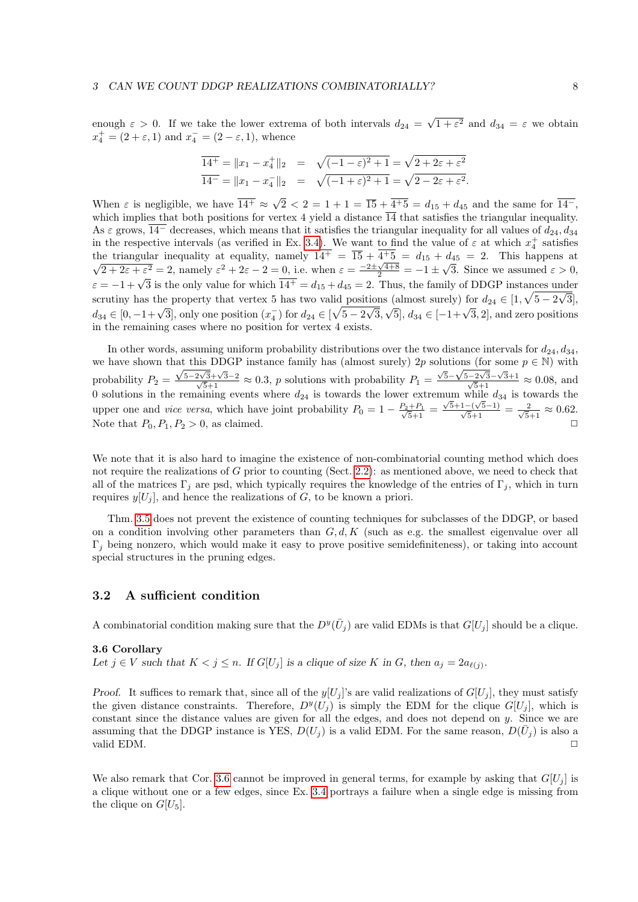enough $\varepsilon > 0$. If we take the lower extrema of both intervals $d_{24} = \sqrt{1+\varepsilon^2}$ and $d_{34} = \varepsilon$ we obtain $x_4^+ = (2+\varepsilon, 1)$ and $x_4^- = (2-\varepsilon, 1)$, whence

$$\begin{aligned}
\overline{14^+} = \|x_1 - x_4^+\|_2 &= \sqrt{(-1-\varepsilon)^2 + 1} = \sqrt{2 + 2\varepsilon + \varepsilon^2} \\
\overline{14^-} = \|x_1 - x_4^-\|_2 &= \sqrt{(-1+\varepsilon)^2 + 1} = \sqrt{2 - 2\varepsilon + \varepsilon^2}.
\end{aligned}$$

When $\varepsilon$ is negligible, we have $\overline{14^+} \approx \sqrt{2} < 2 = 1 + 1 = \overline{15} + \overline{4^+5} = d_{15} + d_{45}$ and the same for $\overline{14^-}$, which implies that both positions for vertex 4 yield a distance $\overline{14}$ that satisfies the triangular inequality. As $\varepsilon$ grows, $\overline{14^-}$ decreases, which means that it satisfies the triangular inequality for all values of $d_{24}, d_{34}$ in the respective intervals (as verified in Ex. 3.4). We want to find the value of $\varepsilon$ at which $x_4^+$ satisfies the triangular inequality at equality, namely $\overline{14^+} = \overline{15} + \overline{4^+5} = d_{15} + d_{45} = 2$. This happens at $\sqrt{2 + 2\varepsilon + \varepsilon^2} = 2$, namely $\varepsilon^2 + 2\varepsilon - 2 = 0$, i.e. when $\varepsilon = \frac{-2 \pm \sqrt{4+8}}{2} = -1 \pm \sqrt{3}$. Since we assumed $\varepsilon > 0$, $\varepsilon = -1 + \sqrt{3}$ is the only value for which $\overline{14^+} = d_{15} + d_{45} = 2$. Thus, the family of DDGP instances under scrutiny has the property that vertex 5 has two valid positions (almost surely) for $d_{24} \in [1, \sqrt{5 - 2\sqrt{3}}]$, $d_{34} \in [0, -1+\sqrt{3}]$, only one position ($x_4^-$) for $d_{24} \in [\sqrt{5-2\sqrt{3}}, \sqrt{5}]$, $d_{34} \in [-1+\sqrt{3}, 2]$, and zero positions in the remaining cases where no position for vertex 4 exists.

In other words, assuming uniform probability distributions over the two distance intervals for $d_{24}, d_{34}$, we have shown that this DDGP instance family has (almost surely) $2p$ solutions (for some $p \in \mathbb{N}$) with probability $P_2 = \frac{\sqrt{5-2\sqrt{3}}+\sqrt{3}-2}{\sqrt{5}+1} \approx 0.3$, $p$ solutions with probability $P_1 = \frac{\sqrt{5}-\sqrt{5-2\sqrt{3}}-\sqrt{3}+1}{\sqrt{5}+1} \approx 0.08$, and 0 solutions in the remaining events where $d_{24}$ is towards the lower extremum while $d_{34}$ is towards the upper one and *vice versa*, which have joint probability $P_0 = 1 - \frac{P_2+P_1}{\sqrt{5}+1} = \frac{\sqrt{5}+1-(\sqrt{5}-1)}{\sqrt{5}+1} = \frac{2}{\sqrt{5}+1} \approx 0.62$. Note that $P_0, P_1, P_2 > 0$, as claimed. □

We note that it is also hard to imagine the existence of non-combinatorial counting method which does not require the realizations of $G$ prior to counting (Sect. 2.2): as mentioned above, we need to check that all of the matrices $\Gamma_j$ are psd, which typically requires the knowledge of the entries of $\Gamma_j$, which in turn requires $y[U_j]$, and hence the realizations of $G$, to be known a priori.

Thm. 3.5 does not prevent the existence of counting techniques for subclasses of the DDGP, or based on a condition involving other parameters than $G, d, K$ (such as e.g. the smallest eigenvalue over all $\Gamma_j$ being nonzero, which would make it easy to prove positive semidefiniteness), or taking into account special structures in the pruning edges.

## 3.2 A sufficient condition

A combinatorial condition making sure that the $D^y(\bar{U}_j)$ are valid EDMs is that $G[U_j]$ should be a clique.

**3.6 Corollary**
*Let $j \in V$ such that $K < j \le n$. If $G[U_j]$ is a clique of size $K$ in $G$, then $a_j = 2a_{\ell(j)}$.*

*Proof.* It suffices to remark that, since all of the $y[U_j]$'s are valid realizations of $G[U_j]$, they must satisfy the given distance constraints. Therefore, $D^y(U_j)$ is simply the EDM for the clique $G[U_j]$, which is constant since the distance values are given for all the edges, and does not depend on $y$. Since we are assuming that the DDGP instance is YES, $D(U_j)$ is a valid EDM. For the same reason, $D(\bar{U}_j)$ is also a valid EDM. □

We also remark that Cor. 3.6 cannot be improved in general terms, for example by asking that $G[U_j]$ is a clique without one or a few edges, since Ex. 3.4 portrays a failure when a single edge is missing from the clique on $G[U_5]$.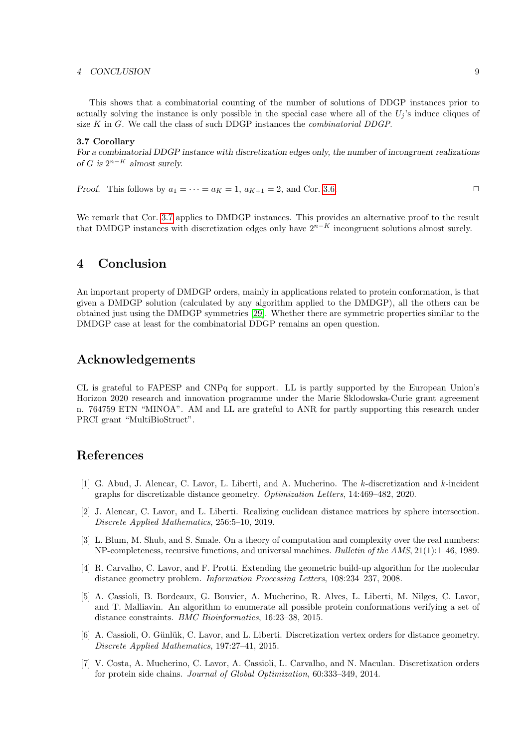This shows that a combinatorial counting of the number of solutions of DDGP instances prior to actually solving the instance is only possible in the special case where all of the $U_j$'s induce cliques of size $K$ in $G$. We call the class of such DDGP instances the *combinatorial DDGP*.

**3.7 Corollary**
*For a combinatorial DDGP instance with discretization edges only, the number of incongruent realizations of $G$ is $2^{n-K}$ almost surely.*

*Proof.* This follows by $a_1 = \cdots = a_K = 1$, $a_{K+1} = 2$, and Cor. 3.6. □

We remark that Cor. 3.7 applies to DMDGP instances. This provides an alternative proof to the result that DMDGP instances with discretization edges only have $2^{n-K}$ incongruent solutions almost surely.

# 4 Conclusion

An important property of DMDGP orders, mainly in applications related to protein conformation, is that given a DMDGP solution (calculated by any algorithm applied to the DMDGP), all the others can be obtained just using the DMDGP symmetries [29]. Whether there are symmetric properties similar to the DMDGP case at least for the combinatorial DDGP remains an open question.

# Acknowledgements

CL is grateful to FAPESP and CNPq for support. LL is partly supported by the European Union's Horizon 2020 research and innovation programme under the Marie Sklodowska-Curie grant agreement n. 764759 ETN "MINOA". AM and LL are grateful to ANR for partly supporting this research under PRCI grant "MultiBioStruct".

# References

[1] G. Abud, J. Alencar, C. Lavor, L. Liberti, and A. Mucherino. The $k$-discretization and $k$-incident graphs for discretizable distance geometry. *Optimization Letters*, 14:469–482, 2020.

[2] J. Alencar, C. Lavor, and L. Liberti. Realizing euclidean distance matrices by sphere intersection. *Discrete Applied Mathematics*, 256:5–10, 2019.

[3] L. Blum, M. Shub, and S. Smale. On a theory of computation and complexity over the real numbers: NP-completeness, recursive functions, and universal machines. *Bulletin of the AMS*, 21(1):1–46, 1989.

[4] R. Carvalho, C. Lavor, and F. Protti. Extending the geometric build-up algorithm for the molecular distance geometry problem. *Information Processing Letters*, 108:234–237, 2008.

[5] A. Cassioli, B. Bordeaux, G. Bouvier, A. Mucherino, R. Alves, L. Liberti, M. Nilges, C. Lavor, and T. Malliavin. An algorithm to enumerate all possible protein conformations verifying a set of distance constraints. *BMC Bioinformatics*, 16:23–38, 2015.

[6] A. Cassioli, O. Günlük, C. Lavor, and L. Liberti. Discretization vertex orders for distance geometry. *Discrete Applied Mathematics*, 197:27–41, 2015.

[7] V. Costa, A. Mucherino, C. Lavor, A. Cassioli, L. Carvalho, and N. Maculan. Discretization orders for protein side chains. *Journal of Global Optimization*, 60:333–349, 2014.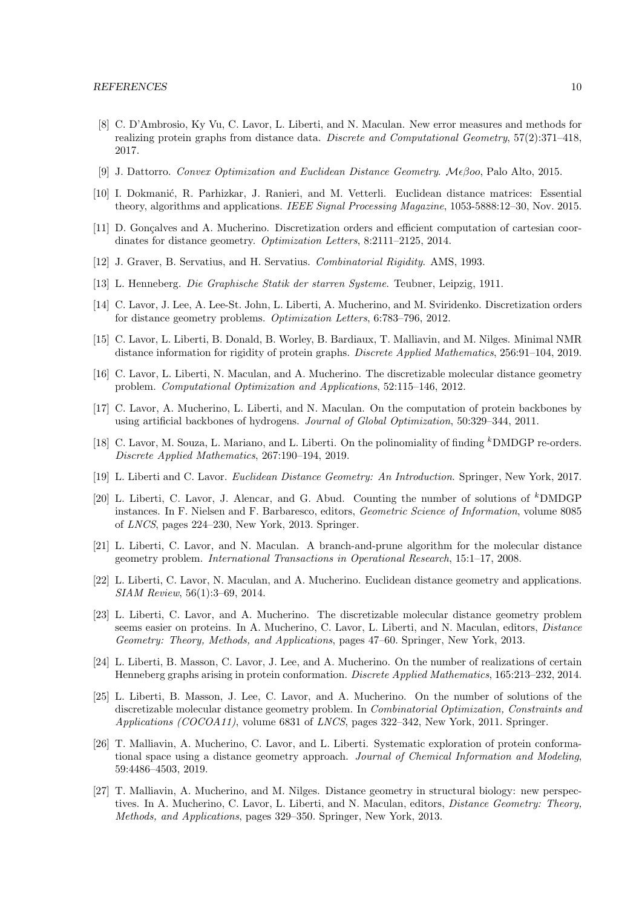[8] C. D'Ambrosio, Ky Vu, C. Lavor, L. Liberti, and N. Maculan. New error measures and methods for realizing protein graphs from distance data. *Discrete and Computational Geometry*, 57(2):371–418, 2017.

[9] J. Dattorro. *Convex Optimization and Euclidean Distance Geometry*. $\mathcal{M}\epsilon\beta oo$, Palo Alto, 2015.

[10] I. Dokmanić, R. Parhizkar, J. Ranieri, and M. Vetterli. Euclidean distance matrices: Essential theory, algorithms and applications. *IEEE Signal Processing Magazine*, 1053-5888:12–30, Nov. 2015.

[11] D. Gonçalves and A. Mucherino. Discretization orders and efficient computation of cartesian coordinates for distance geometry. *Optimization Letters*, 8:2111–2125, 2014.

[12] J. Graver, B. Servatius, and H. Servatius. *Combinatorial Rigidity*. AMS, 1993.

[13] L. Henneberg. *Die Graphische Statik der starren Systeme*. Teubner, Leipzig, 1911.

[14] C. Lavor, J. Lee, A. Lee-St. John, L. Liberti, A. Mucherino, and M. Sviridenko. Discretization orders for distance geometry problems. *Optimization Letters*, 6:783–796, 2012.

[15] C. Lavor, L. Liberti, B. Donald, B. Worley, B. Bardiaux, T. Malliavin, and M. Nilges. Minimal NMR distance information for rigidity of protein graphs. *Discrete Applied Mathematics*, 256:91–104, 2019.

[16] C. Lavor, L. Liberti, N. Maculan, and A. Mucherino. The discretizable molecular distance geometry problem. *Computational Optimization and Applications*, 52:115–146, 2012.

[17] C. Lavor, A. Mucherino, L. Liberti, and N. Maculan. On the computation of protein backbones by using artificial backbones of hydrogens. *Journal of Global Optimization*, 50:329–344, 2011.

[18] C. Lavor, M. Souza, L. Mariano, and L. Liberti. On the polinomiality of finding ${}^{k}$DMDGP re-orders. *Discrete Applied Mathematics*, 267:190–194, 2019.

[19] L. Liberti and C. Lavor. *Euclidean Distance Geometry: An Introduction*. Springer, New York, 2017.

[20] L. Liberti, C. Lavor, J. Alencar, and G. Abud. Counting the number of solutions of ${}^{k}$DMDGP instances. In F. Nielsen and F. Barbaresco, editors, *Geometric Science of Information*, volume 8085 of *LNCS*, pages 224–230, New York, 2013. Springer.

[21] L. Liberti, C. Lavor, and N. Maculan. A branch-and-prune algorithm for the molecular distance geometry problem. *International Transactions in Operational Research*, 15:1–17, 2008.

[22] L. Liberti, C. Lavor, N. Maculan, and A. Mucherino. Euclidean distance geometry and applications. *SIAM Review*, 56(1):3–69, 2014.

[23] L. Liberti, C. Lavor, and A. Mucherino. The discretizable molecular distance geometry problem seems easier on proteins. In A. Mucherino, C. Lavor, L. Liberti, and N. Maculan, editors, *Distance Geometry: Theory, Methods, and Applications*, pages 47–60. Springer, New York, 2013.

[24] L. Liberti, B. Masson, C. Lavor, J. Lee, and A. Mucherino. On the number of realizations of certain Henneberg graphs arising in protein conformation. *Discrete Applied Mathematics*, 165:213–232, 2014.

[25] L. Liberti, B. Masson, J. Lee, C. Lavor, and A. Mucherino. On the number of solutions of the discretizable molecular distance geometry problem. In *Combinatorial Optimization, Constraints and Applications (COCOA11)*, volume 6831 of *LNCS*, pages 322–342, New York, 2011. Springer.

[26] T. Malliavin, A. Mucherino, C. Lavor, and L. Liberti. Systematic exploration of protein conformational space using a distance geometry approach. *Journal of Chemical Information and Modeling*, 59:4486–4503, 2019.

[27] T. Malliavin, A. Mucherino, and M. Nilges. Distance geometry in structural biology: new perspectives. In A. Mucherino, C. Lavor, L. Liberti, and N. Maculan, editors, *Distance Geometry: Theory, Methods, and Applications*, pages 329–350. Springer, New York, 2013.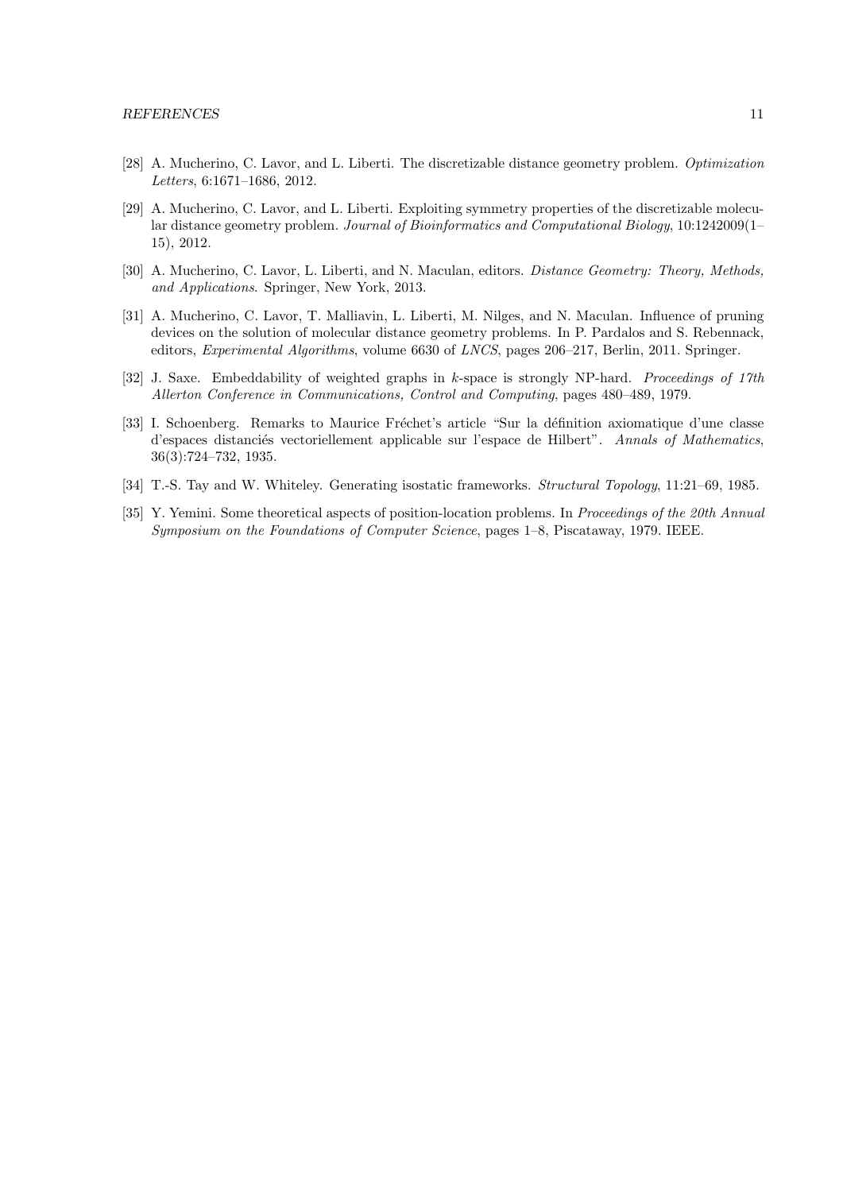[28] A. Mucherino, C. Lavor, and L. Liberti. The discretizable distance geometry problem. *Optimization Letters*, 6:1671–1686, 2012.

[29] A. Mucherino, C. Lavor, and L. Liberti. Exploiting symmetry properties of the discretizable molecular distance geometry problem. *Journal of Bioinformatics and Computational Biology*, 10:1242009(1–15), 2012.

[30] A. Mucherino, C. Lavor, L. Liberti, and N. Maculan, editors. *Distance Geometry: Theory, Methods, and Applications*. Springer, New York, 2013.

[31] A. Mucherino, C. Lavor, T. Malliavin, L. Liberti, M. Nilges, and N. Maculan. Influence of pruning devices on the solution of molecular distance geometry problems. In P. Pardalos and S. Rebennack, editors, *Experimental Algorithms*, volume 6630 of *LNCS*, pages 206–217, Berlin, 2011. Springer.

[32] J. Saxe. Embeddability of weighted graphs in $k$-space is strongly NP-hard. *Proceedings of 17th Allerton Conference in Communications, Control and Computing*, pages 480–489, 1979.

[33] I. Schoenberg. Remarks to Maurice Fréchet's article "Sur la définition axiomatique d'une classe d'espaces distanciés vectoriellement applicable sur l'espace de Hilbert". *Annals of Mathematics*, 36(3):724–732, 1935.

[34] T.-S. Tay and W. Whiteley. Generating isostatic frameworks. *Structural Topology*, 11:21–69, 1985.

[35] Y. Yemini. Some theoretical aspects of position-location problems. In *Proceedings of the 20th Annual Symposium on the Foundations of Computer Science*, pages 1–8, Piscataway, 1979. IEEE.